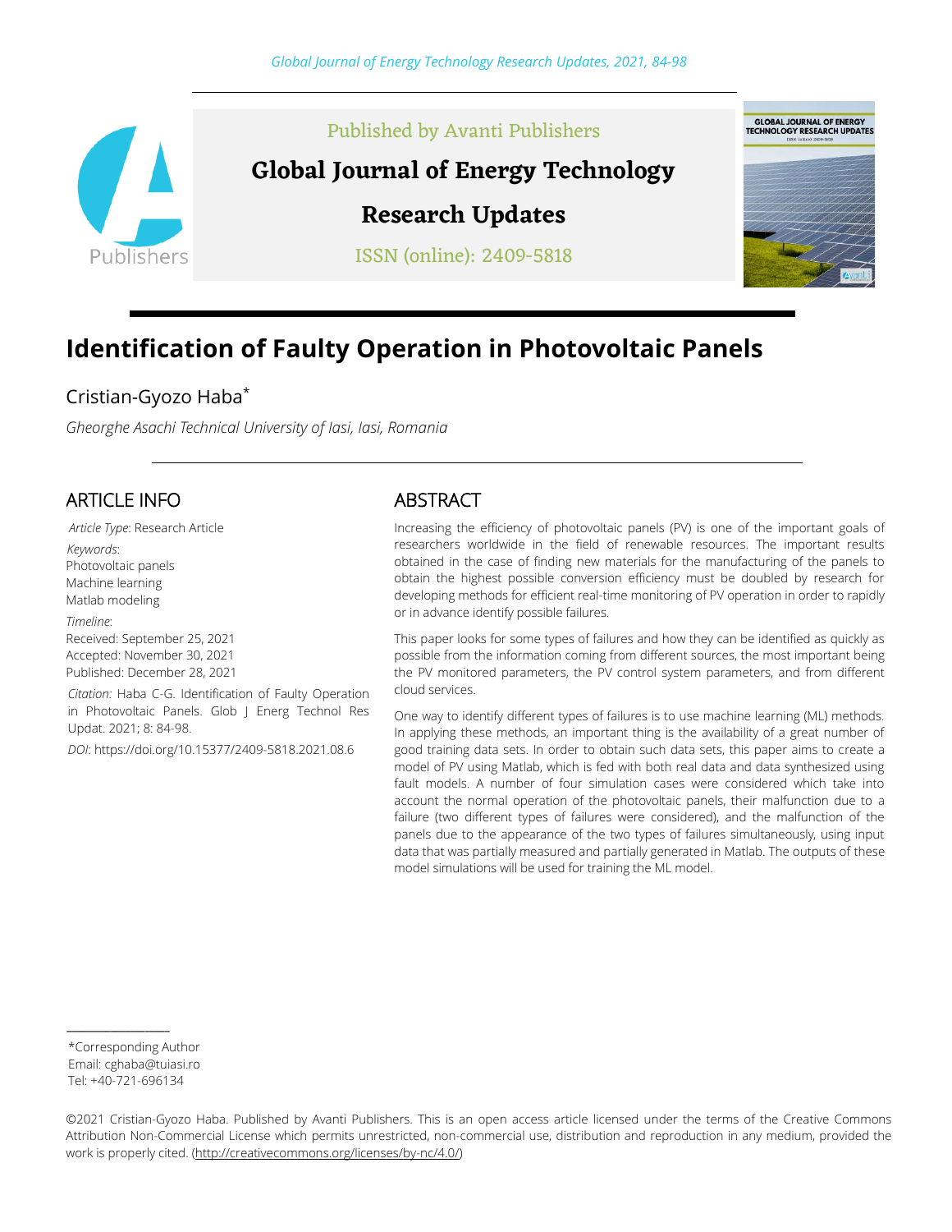Published by Avanti Publishers

**Global Journal of Energy Technology Research Updates**

ISSN (online): 2409-5818

# Identification of Faulty Operation in Photovoltaic Panels

Cristian-Gyozo Haba*

*Gheorghe Asachi Technical University of Iasi, Iasi, Romania*

## ARTICLE INFO

*Article Type*: Research Article

*Keywords*:
Photovoltaic panels
Machine learning
Matlab modeling

*Timeline*:
Received: September 25, 2021
Accepted: November 30, 2021
Published: December 28, 2021

*Citation:* Haba C-G. Identification of Faulty Operation in Photovoltaic Panels. Glob J Energ Technol Res Updat. 2021; 8: 84-98.

*DOI*: https://doi.org/10.15377/2409-5818.2021.08.6

## ABSTRACT

Increasing the efficiency of photovoltaic panels (PV) is one of the important goals of researchers worldwide in the field of renewable resources. The important results obtained in the case of finding new materials for the manufacturing of the panels to obtain the highest possible conversion efficiency must be doubled by research for developing methods for efficient real-time monitoring of PV operation in order to rapidly or in advance identify possible failures.

This paper looks for some types of failures and how they can be identified as quickly as possible from the information coming from different sources, the most important being the PV monitored parameters, the PV control system parameters, and from different cloud services.

One way to identify different types of failures is to use machine learning (ML) methods. In applying these methods, an important thing is the availability of a great number of good training data sets. In order to obtain such data sets, this paper aims to create a model of PV using Matlab, which is fed with both real data and data synthesized using fault models. A number of four simulation cases were considered which take into account the normal operation of the photovoltaic panels, their malfunction due to a failure (two different types of failures were considered), and the malfunction of the panels due to the appearance of the two types of failures simultaneously, using input data that was partially measured and partially generated in Matlab. The outputs of these model simulations will be used for training the ML model.

---

*Corresponding Author
Email: cghaba@tuiasi.ro
Tel: +40-721-696134

©2021 Cristian-Gyozo Haba. Published by Avanti Publishers. This is an open access article licensed under the terms of the Creative Commons Attribution Non-Commercial License which permits unrestricted, non-commercial use, distribution and reproduction in any medium, provided the work is properly cited. (http://creativecommons.org/licenses/by-nc/4.0/)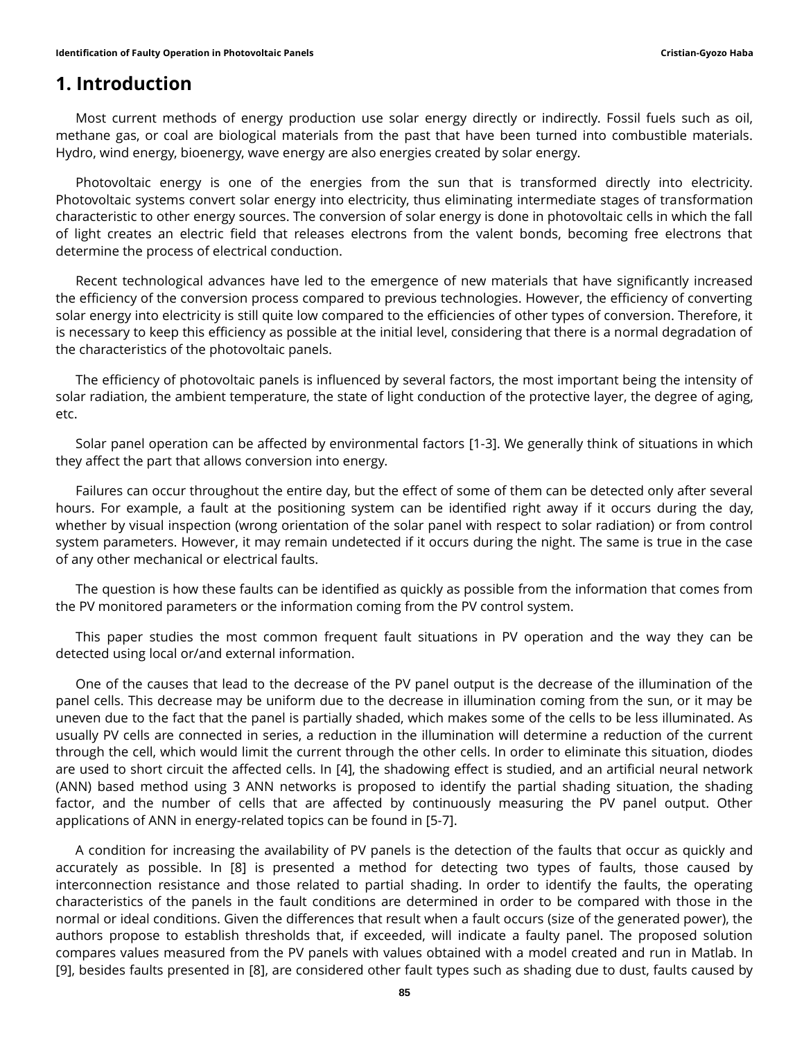# 1. Introduction

Most current methods of energy production use solar energy directly or indirectly. Fossil fuels such as oil, methane gas, or coal are biological materials from the past that have been turned into combustible materials. Hydro, wind energy, bioenergy, wave energy are also energies created by solar energy.

Photovoltaic energy is one of the energies from the sun that is transformed directly into electricity. Photovoltaic systems convert solar energy into electricity, thus eliminating intermediate stages of transformation characteristic to other energy sources. The conversion of solar energy is done in photovoltaic cells in which the fall of light creates an electric field that releases electrons from the valent bonds, becoming free electrons that determine the process of electrical conduction.

Recent technological advances have led to the emergence of new materials that have significantly increased the efficiency of the conversion process compared to previous technologies. However, the efficiency of converting solar energy into electricity is still quite low compared to the efficiencies of other types of conversion. Therefore, it is necessary to keep this efficiency as possible at the initial level, considering that there is a normal degradation of the characteristics of the photovoltaic panels.

The efficiency of photovoltaic panels is influenced by several factors, the most important being the intensity of solar radiation, the ambient temperature, the state of light conduction of the protective layer, the degree of aging, etc.

Solar panel operation can be affected by environmental factors [1-3]. We generally think of situations in which they affect the part that allows conversion into energy.

Failures can occur throughout the entire day, but the effect of some of them can be detected only after several hours. For example, a fault at the positioning system can be identified right away if it occurs during the day, whether by visual inspection (wrong orientation of the solar panel with respect to solar radiation) or from control system parameters. However, it may remain undetected if it occurs during the night. The same is true in the case of any other mechanical or electrical faults.

The question is how these faults can be identified as quickly as possible from the information that comes from the PV monitored parameters or the information coming from the PV control system.

This paper studies the most common frequent fault situations in PV operation and the way they can be detected using local or/and external information.

One of the causes that lead to the decrease of the PV panel output is the decrease of the illumination of the panel cells. This decrease may be uniform due to the decrease in illumination coming from the sun, or it may be uneven due to the fact that the panel is partially shaded, which makes some of the cells to be less illuminated. As usually PV cells are connected in series, a reduction in the illumination will determine a reduction of the current through the cell, which would limit the current through the other cells. In order to eliminate this situation, diodes are used to short circuit the affected cells. In [4], the shadowing effect is studied, and an artificial neural network (ANN) based method using 3 ANN networks is proposed to identify the partial shading situation, the shading factor, and the number of cells that are affected by continuously measuring the PV panel output. Other applications of ANN in energy-related topics can be found in [5-7].

A condition for increasing the availability of PV panels is the detection of the faults that occur as quickly and accurately as possible. In [8] is presented a method for detecting two types of faults, those caused by interconnection resistance and those related to partial shading. In order to identify the faults, the operating characteristics of the panels in the fault conditions are determined in order to be compared with those in the normal or ideal conditions. Given the differences that result when a fault occurs (size of the generated power), the authors propose to establish thresholds that, if exceeded, will indicate a faulty panel. The proposed solution compares values measured from the PV panels with values obtained with a model created and run in Matlab. In [9], besides faults presented in [8], are considered other fault types such as shading due to dust, faults caused by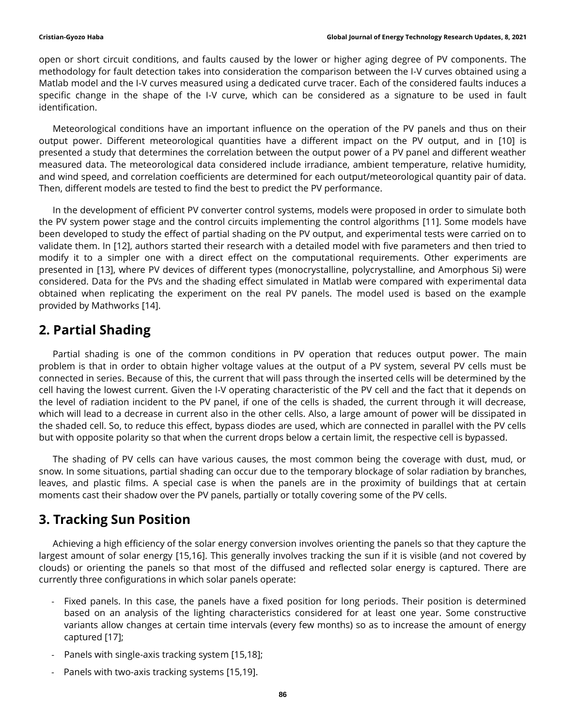open or short circuit conditions, and faults caused by the lower or higher aging degree of PV components. The methodology for fault detection takes into consideration the comparison between the I-V curves obtained using a Matlab model and the I-V curves measured using a dedicated curve tracer. Each of the considered faults induces a specific change in the shape of the I-V curve, which can be considered as a signature to be used in fault identification.

Meteorological conditions have an important influence on the operation of the PV panels and thus on their output power. Different meteorological quantities have a different impact on the PV output, and in [10] is presented a study that determines the correlation between the output power of a PV panel and different weather measured data. The meteorological data considered include irradiance, ambient temperature, relative humidity, and wind speed, and correlation coefficients are determined for each output/meteorological quantity pair of data. Then, different models are tested to find the best to predict the PV performance.

In the development of efficient PV converter control systems, models were proposed in order to simulate both the PV system power stage and the control circuits implementing the control algorithms [11]. Some models have been developed to study the effect of partial shading on the PV output, and experimental tests were carried on to validate them. In [12], authors started their research with a detailed model with five parameters and then tried to modify it to a simpler one with a direct effect on the computational requirements. Other experiments are presented in [13], where PV devices of different types (monocrystalline, polycrystalline, and Amorphous Si) were considered. Data for the PVs and the shading effect simulated in Matlab were compared with experimental data obtained when replicating the experiment on the real PV panels. The model used is based on the example provided by Mathworks [14].

## 2. Partial Shading

Partial shading is one of the common conditions in PV operation that reduces output power. The main problem is that in order to obtain higher voltage values at the output of a PV system, several PV cells must be connected in series. Because of this, the current that will pass through the inserted cells will be determined by the cell having the lowest current. Given the I-V operating characteristic of the PV cell and the fact that it depends on the level of radiation incident to the PV panel, if one of the cells is shaded, the current through it will decrease, which will lead to a decrease in current also in the other cells. Also, a large amount of power will be dissipated in the shaded cell. So, to reduce this effect, bypass diodes are used, which are connected in parallel with the PV cells but with opposite polarity so that when the current drops below a certain limit, the respective cell is bypassed.

The shading of PV cells can have various causes, the most common being the coverage with dust, mud, or snow. In some situations, partial shading can occur due to the temporary blockage of solar radiation by branches, leaves, and plastic films. A special case is when the panels are in the proximity of buildings that at certain moments cast their shadow over the PV panels, partially or totally covering some of the PV cells.

## 3. Tracking Sun Position

Achieving a high efficiency of the solar energy conversion involves orienting the panels so that they capture the largest amount of solar energy [15,16]. This generally involves tracking the sun if it is visible (and not covered by clouds) or orienting the panels so that most of the diffused and reflected solar energy is captured. There are currently three configurations in which solar panels operate:

- Fixed panels. In this case, the panels have a fixed position for long periods. Their position is determined based on an analysis of the lighting characteristics considered for at least one year. Some constructive variants allow changes at certain time intervals (every few months) so as to increase the amount of energy captured [17];
- Panels with single-axis tracking system [15,18];
- Panels with two-axis tracking systems [15,19].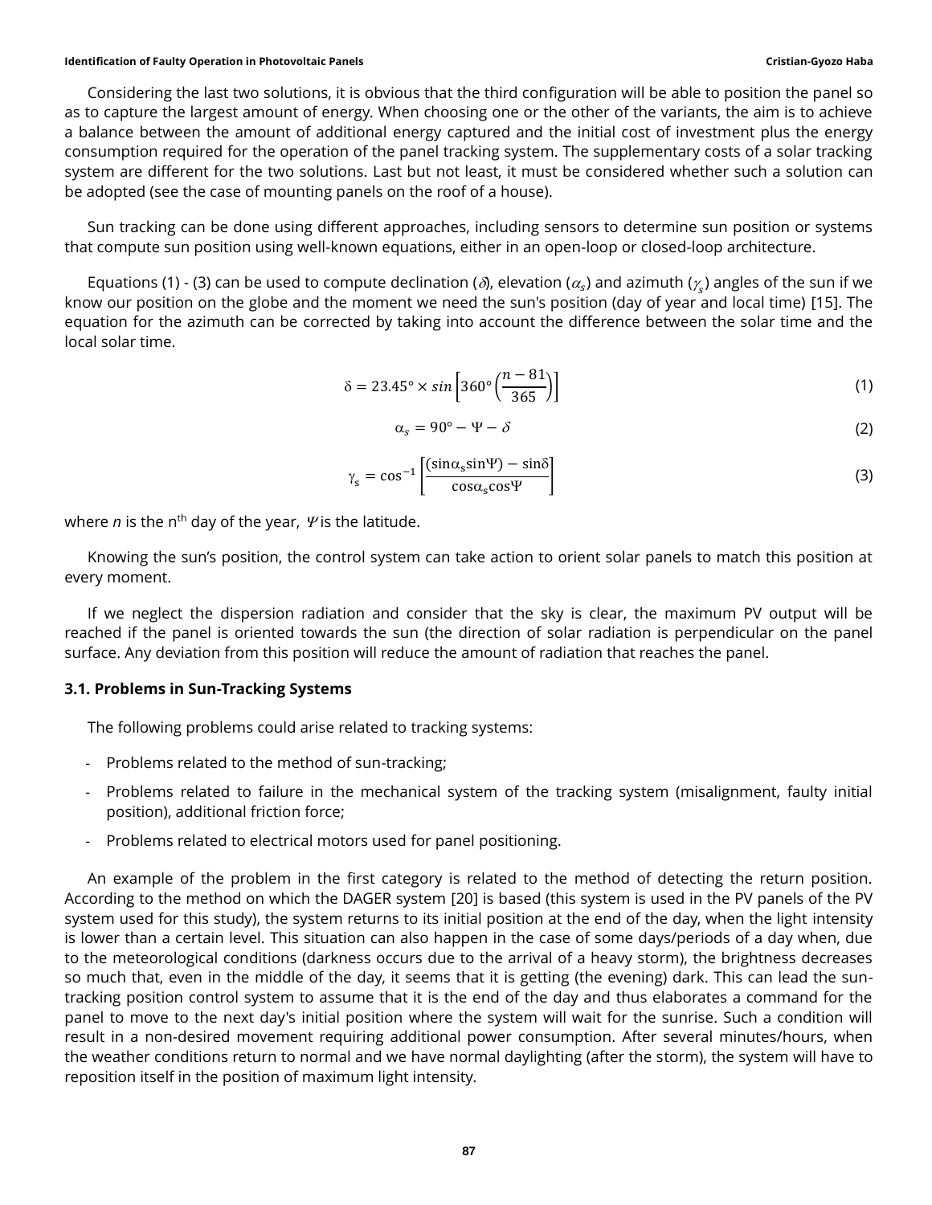Considering the last two solutions, it is obvious that the third configuration will be able to position the panel so as to capture the largest amount of energy. When choosing one or the other of the variants, the aim is to achieve a balance between the amount of additional energy captured and the initial cost of investment plus the energy consumption required for the operation of the panel tracking system. The supplementary costs of a solar tracking system are different for the two solutions. Last but not least, it must be considered whether such a solution can be adopted (see the case of mounting panels on the roof of a house).

Sun tracking can be done using different approaches, including sensors to determine sun position or systems that compute sun position using well-known equations, either in an open-loop or closed-loop architecture.

Equations (1) - (3) can be used to compute declination ($\delta$), elevation ($\alpha_s$) and azimuth ($\gamma_s$) angles of the sun if we know our position on the globe and the moment we need the sun's position (day of year and local time) [15]. The equation for the azimuth can be corrected by taking into account the difference between the solar time and the local solar time.

$$\delta = 23.45° \times sin\left[360°\left(\frac{n-81}{365}\right)\right] \tag{1}$$

$$\alpha_s = 90° - \Psi - \delta \tag{2}$$

$$\gamma_s = \cos^{-1}\left[\frac{(\sin\alpha_s \sin\Psi) - \sin\delta}{\cos\alpha_s \cos\Psi}\right] \tag{3}$$

where $n$ is the n[th] day of the year, $\Psi$ is the latitude.

Knowing the sun's position, the control system can take action to orient solar panels to match this position at every moment.

If we neglect the dispersion radiation and consider that the sky is clear, the maximum PV output will be reached if the panel is oriented towards the sun (the direction of solar radiation is perpendicular on the panel surface. Any deviation from this position will reduce the amount of radiation that reaches the panel.

### 3.1. Problems in Sun-Tracking Systems

The following problems could arise related to tracking systems:

- Problems related to the method of sun-tracking;
- Problems related to failure in the mechanical system of the tracking system (misalignment, faulty initial position), additional friction force;
- Problems related to electrical motors used for panel positioning.

An example of the problem in the first category is related to the method of detecting the return position. According to the method on which the DAGER system [20] is based (this system is used in the PV panels of the PV system used for this study), the system returns to its initial position at the end of the day, when the light intensity is lower than a certain level. This situation can also happen in the case of some days/periods of a day when, due to the meteorological conditions (darkness occurs due to the arrival of a heavy storm), the brightness decreases so much that, even in the middle of the day, it seems that it is getting (the evening) dark. This can lead the sun-tracking position control system to assume that it is the end of the day and thus elaborates a command for the panel to move to the next day's initial position where the system will wait for the sunrise. Such a condition will result in a non-desired movement requiring additional power consumption. After several minutes/hours, when the weather conditions return to normal and we have normal daylighting (after the storm), the system will have to reposition itself in the position of maximum light intensity.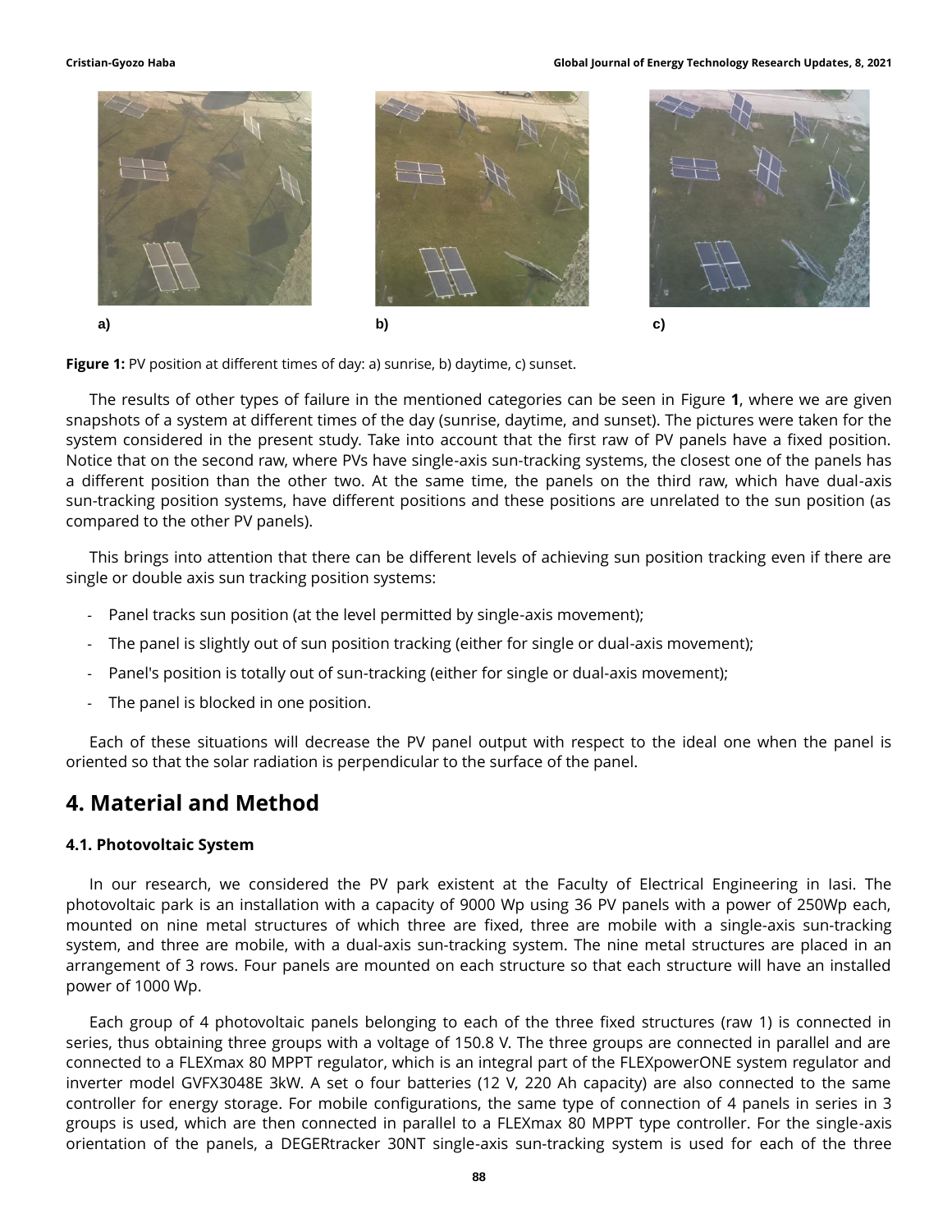a) b) c)

**Figure 1:** PV position at different times of day: a) sunrise, b) daytime, c) sunset.

The results of other types of failure in the mentioned categories can be seen in Figure **1**, where we are given snapshots of a system at different times of the day (sunrise, daytime, and sunset). The pictures were taken for the system considered in the present study. Take into account that the first raw of PV panels have a fixed position. Notice that on the second raw, where PVs have single-axis sun-tracking systems, the closest one of the panels has a different position than the other two. At the same time, the panels on the third raw, which have dual-axis sun-tracking position systems, have different positions and these positions are unrelated to the sun position (as compared to the other PV panels).

This brings into attention that there can be different levels of achieving sun position tracking even if there are single or double axis sun tracking position systems:

- Panel tracks sun position (at the level permitted by single-axis movement);
- The panel is slightly out of sun position tracking (either for single or dual-axis movement);
- Panel's position is totally out of sun-tracking (either for single or dual-axis movement);
- The panel is blocked in one position.

Each of these situations will decrease the PV panel output with respect to the ideal one when the panel is oriented so that the solar radiation is perpendicular to the surface of the panel.

## 4. Material and Method

### 4.1. Photovoltaic System

In our research, we considered the PV park existent at the Faculty of Electrical Engineering in Iasi. The photovoltaic park is an installation with a capacity of 9000 Wp using 36 PV panels with a power of 250Wp each, mounted on nine metal structures of which three are fixed, three are mobile with a single-axis sun-tracking system, and three are mobile, with a dual-axis sun-tracking system. The nine metal structures are placed in an arrangement of 3 rows. Four panels are mounted on each structure so that each structure will have an installed power of 1000 Wp.

Each group of 4 photovoltaic panels belonging to each of the three fixed structures (raw 1) is connected in series, thus obtaining three groups with a voltage of 150.8 V. The three groups are connected in parallel and are connected to a FLEXmax 80 MPPT regulator, which is an integral part of the FLEXpowerONE system regulator and inverter model GVFX3048E 3kW. A set o four batteries (12 V, 220 Ah capacity) are also connected to the same controller for energy storage. For mobile configurations, the same type of connection of 4 panels in series in 3 groups is used, which are then connected in parallel to a FLEXmax 80 MPPT type controller. For the single-axis orientation of the panels, a DEGERtracker 30NT single-axis sun-tracking system is used for each of the three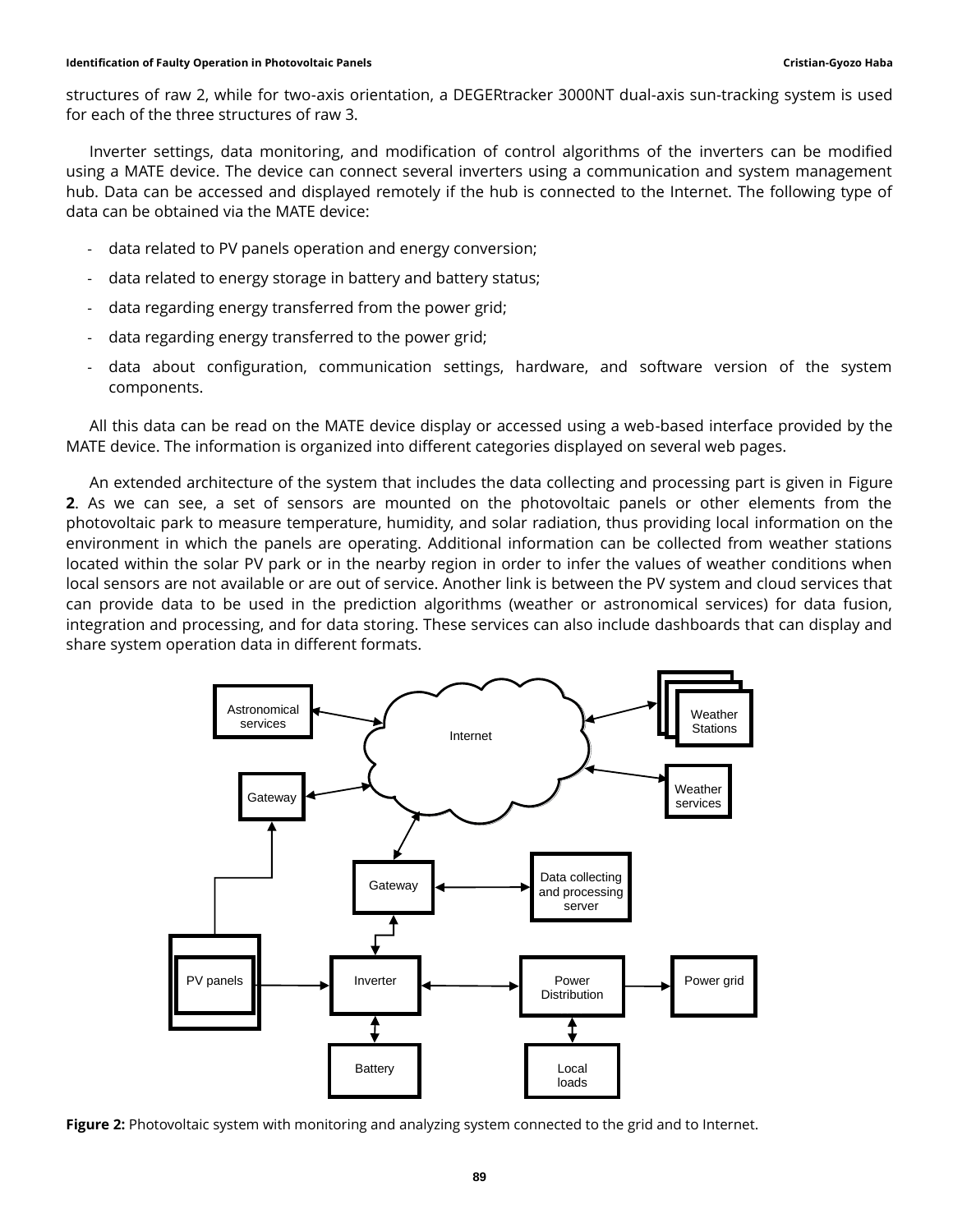structures of raw 2, while for two-axis orientation, a DEGERtracker 3000NT dual-axis sun-tracking system is used for each of the three structures of raw 3.

Inverter settings, data monitoring, and modification of control algorithms of the inverters can be modified using a MATE device. The device can connect several inverters using a communication and system management hub. Data can be accessed and displayed remotely if the hub is connected to the Internet. The following type of data can be obtained via the MATE device:

- data related to PV panels operation and energy conversion;
- data related to energy storage in battery and battery status;
- data regarding energy transferred from the power grid;
- data regarding energy transferred to the power grid;
- data about configuration, communication settings, hardware, and software version of the system components.

All this data can be read on the MATE device display or accessed using a web-based interface provided by the MATE device. The information is organized into different categories displayed on several web pages.

An extended architecture of the system that includes the data collecting and processing part is given in Figure **2**. As we can see, a set of sensors are mounted on the photovoltaic panels or other elements from the photovoltaic park to measure temperature, humidity, and solar radiation, thus providing local information on the environment in which the panels are operating. Additional information can be collected from weather stations located within the solar PV park or in the nearby region in order to infer the values of weather conditions when local sensors are not available or are out of service. Another link is between the PV system and cloud services that can provide data to be used in the prediction algorithms (weather or astronomical services) for data fusion, integration and processing, and for data storing. These services can also include dashboards that can display and share system operation data in different formats.

**Figure 2:** Photovoltaic system with monitoring and analyzing system connected to the grid and to Internet.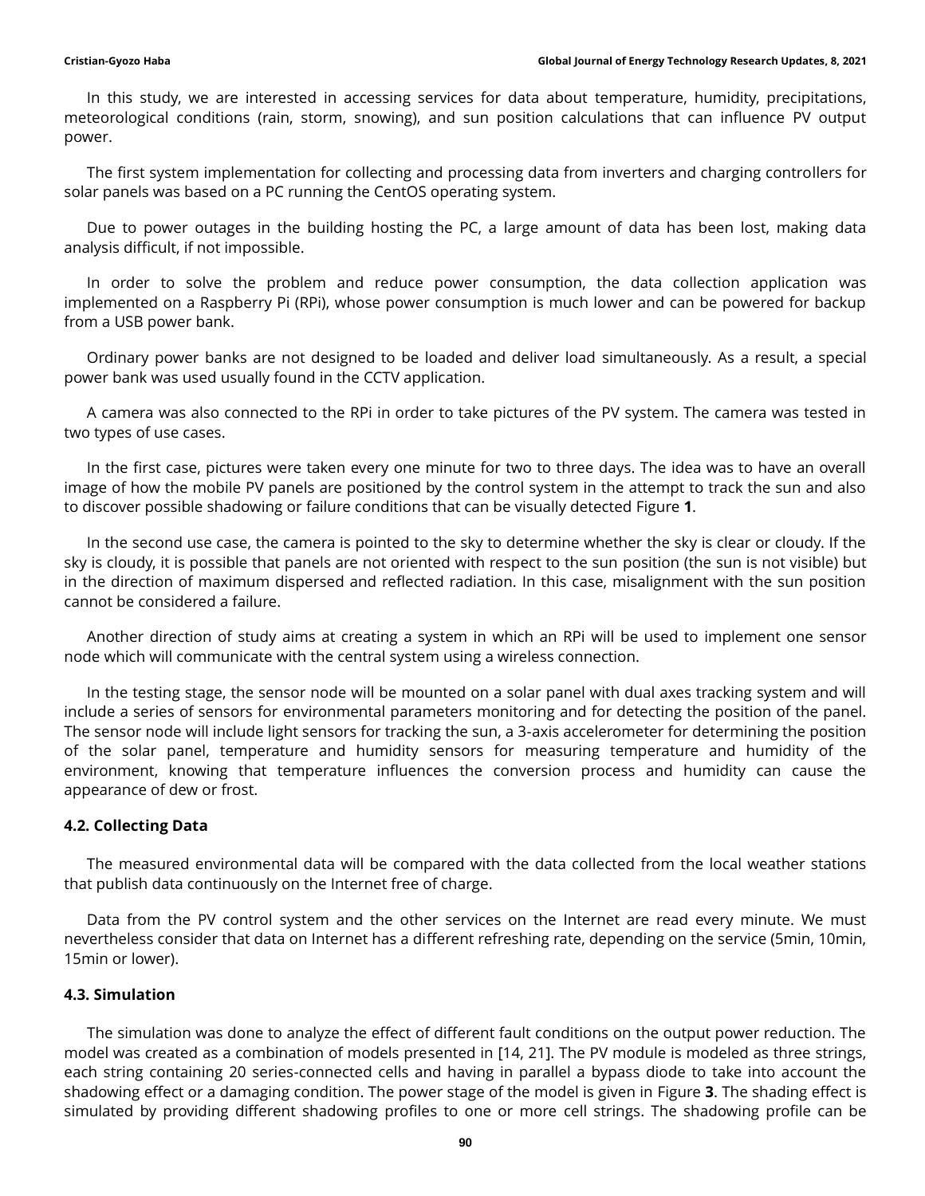In this study, we are interested in accessing services for data about temperature, humidity, precipitations, meteorological conditions (rain, storm, snowing), and sun position calculations that can influence PV output power.

The first system implementation for collecting and processing data from inverters and charging controllers for solar panels was based on a PC running the CentOS operating system.

Due to power outages in the building hosting the PC, a large amount of data has been lost, making data analysis difficult, if not impossible.

In order to solve the problem and reduce power consumption, the data collection application was implemented on a Raspberry Pi (RPi), whose power consumption is much lower and can be powered for backup from a USB power bank.

Ordinary power banks are not designed to be loaded and deliver load simultaneously. As a result, a special power bank was used usually found in the CCTV application.

A camera was also connected to the RPi in order to take pictures of the PV system. The camera was tested in two types of use cases.

In the first case, pictures were taken every one minute for two to three days. The idea was to have an overall image of how the mobile PV panels are positioned by the control system in the attempt to track the sun and also to discover possible shadowing or failure conditions that can be visually detected Figure **1**.

In the second use case, the camera is pointed to the sky to determine whether the sky is clear or cloudy. If the sky is cloudy, it is possible that panels are not oriented with respect to the sun position (the sun is not visible) but in the direction of maximum dispersed and reflected radiation. In this case, misalignment with the sun position cannot be considered a failure.

Another direction of study aims at creating a system in which an RPi will be used to implement one sensor node which will communicate with the central system using a wireless connection.

In the testing stage, the sensor node will be mounted on a solar panel with dual axes tracking system and will include a series of sensors for environmental parameters monitoring and for detecting the position of the panel. The sensor node will include light sensors for tracking the sun, a 3-axis accelerometer for determining the position of the solar panel, temperature and humidity sensors for measuring temperature and humidity of the environment, knowing that temperature influences the conversion process and humidity can cause the appearance of dew or frost.

### 4.2. Collecting Data

The measured environmental data will be compared with the data collected from the local weather stations that publish data continuously on the Internet free of charge.

Data from the PV control system and the other services on the Internet are read every minute. We must nevertheless consider that data on Internet has a different refreshing rate, depending on the service (5min, 10min, 15min or lower).

### 4.3. Simulation

The simulation was done to analyze the effect of different fault conditions on the output power reduction. The model was created as a combination of models presented in [14, 21]. The PV module is modeled as three strings, each string containing 20 series-connected cells and having in parallel a bypass diode to take into account the shadowing effect or a damaging condition. The power stage of the model is given in Figure **3**. The shading effect is simulated by providing different shadowing profiles to one or more cell strings. The shadowing profile can be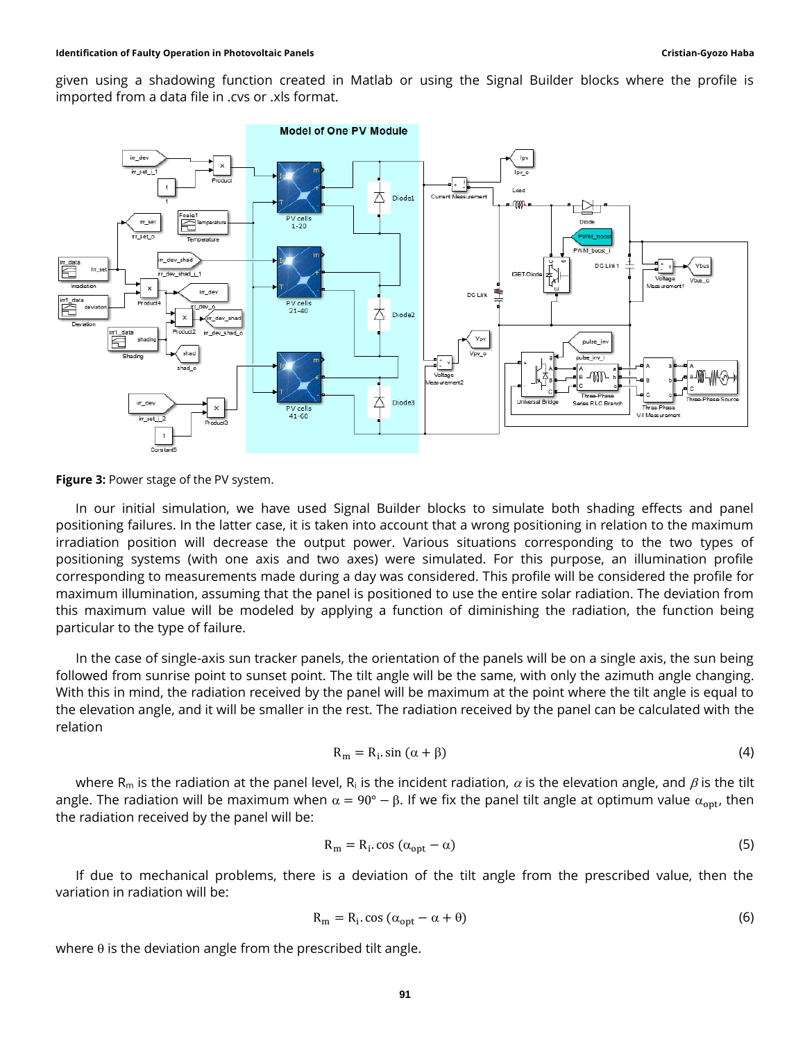given using a shadowing function created in Matlab or using the Signal Builder blocks where the profile is imported from a data file in .cvs or .xls format.

**Figure 3:** Power stage of the PV system.

In our initial simulation, we have used Signal Builder blocks to simulate both shading effects and panel positioning failures. In the latter case, it is taken into account that a wrong positioning in relation to the maximum irradiation position will decrease the output power. Various situations corresponding to the two types of positioning systems (with one axis and two axes) were simulated. For this purpose, an illumination profile corresponding to measurements made during a day was considered. This profile will be considered the profile for maximum illumination, assuming that the panel is positioned to use the entire solar radiation. The deviation from this maximum value will be modeled by applying a function of diminishing the radiation, the function being particular to the type of failure.

In the case of single-axis sun tracker panels, the orientation of the panels will be on a single axis, the sun being followed from sunrise point to sunset point. The tilt angle will be the same, with only the azimuth angle changing. With this in mind, the radiation received by the panel will be maximum at the point where the tilt angle is equal to the elevation angle, and it will be smaller in the rest. The radiation received by the panel can be calculated with the relation

$$R_m = R_i . \sin(\alpha + \beta) \tag{4}$$

where $R_m$ is the radiation at the panel level, $R_i$ is the incident radiation, $\alpha$ is the elevation angle, and $\beta$ is the tilt angle. The radiation will be maximum when $\alpha = 90° - \beta$. If we fix the panel tilt angle at optimum value $\alpha_{opt}$, then the radiation received by the panel will be:

$$R_m = R_i . \cos(\alpha_{opt} - \alpha) \tag{5}$$

If due to mechanical problems, there is a deviation of the tilt angle from the prescribed value, then the variation in radiation will be:

$$R_m = R_i . \cos(\alpha_{opt} - \alpha + \theta) \tag{6}$$

where $\theta$ is the deviation angle from the prescribed tilt angle.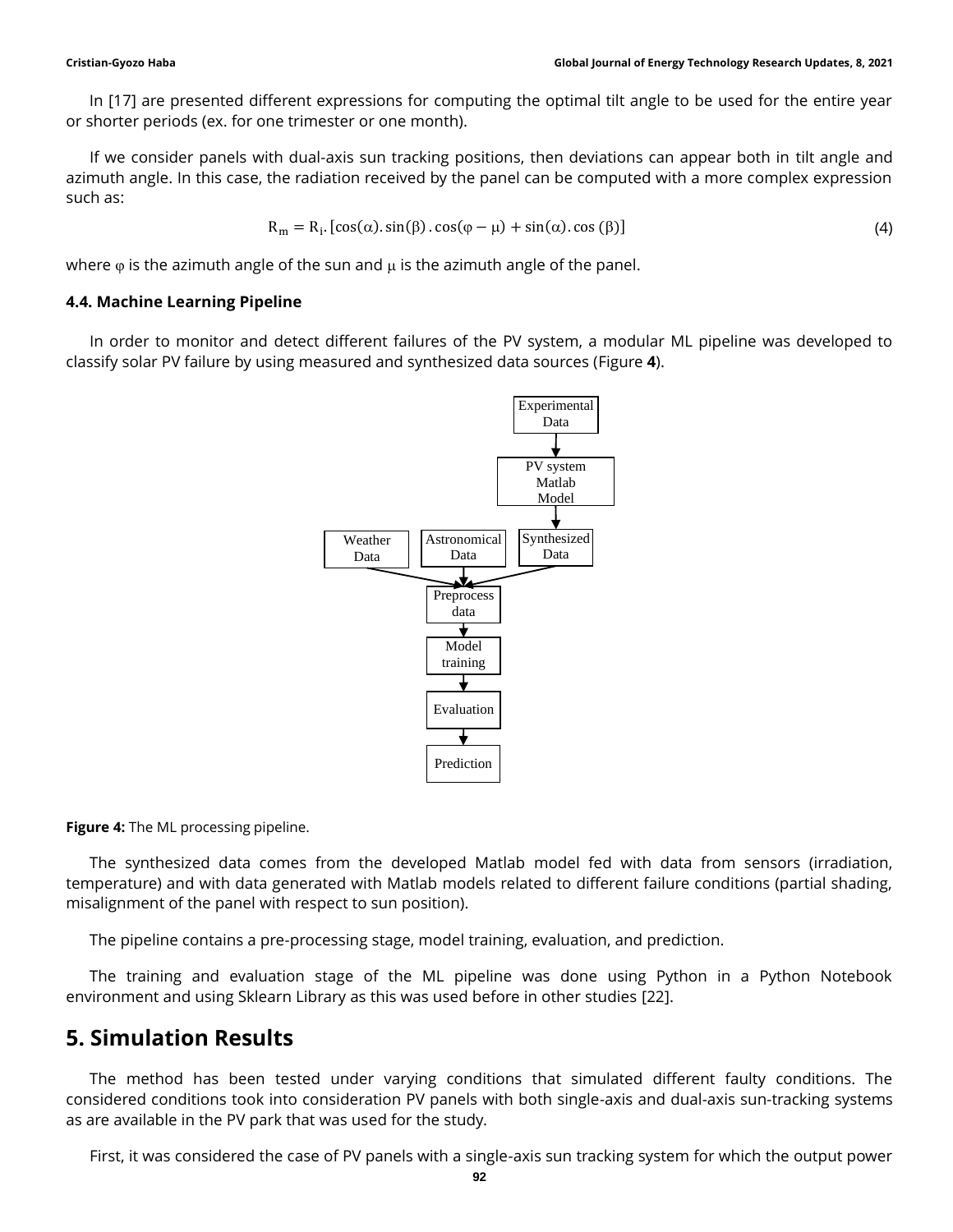In [17] are presented different expressions for computing the optimal tilt angle to be used for the entire year or shorter periods (ex. for one trimester or one month).

If we consider panels with dual-axis sun tracking positions, then deviations can appear both in tilt angle and azimuth angle. In this case, the radiation received by the panel can be computed with a more complex expression such as:

$$R_m = R_i.\left[\cos(\alpha).\sin(\beta).\cos(\varphi - \mu) + \sin(\alpha).\cos(\beta)\right] \tag{4}$$

where $\varphi$ is the azimuth angle of the sun and $\mu$ is the azimuth angle of the panel.

### 4.4. Machine Learning Pipeline

In order to monitor and detect different failures of the PV system, a modular ML pipeline was developed to classify solar PV failure by using measured and synthesized data sources (Figure **4**).

Experimental Data → PV system Matlab Model → Synthesized Data

Weather Data, Astronomical Data, Synthesized Data → Preprocess data → Model training → Evaluation → Prediction

**Figure 4:** The ML processing pipeline.

The synthesized data comes from the developed Matlab model fed with data from sensors (irradiation, temperature) and with data generated with Matlab models related to different failure conditions (partial shading, misalignment of the panel with respect to sun position).

The pipeline contains a pre-processing stage, model training, evaluation, and prediction.

The training and evaluation stage of the ML pipeline was done using Python in a Python Notebook environment and using Sklearn Library as this was used before in other studies [22].

## 5. Simulation Results

The method has been tested under varying conditions that simulated different faulty conditions. The considered conditions took into consideration PV panels with both single-axis and dual-axis sun-tracking systems as are available in the PV park that was used for the study.

First, it was considered the case of PV panels with a single-axis sun tracking system for which the output power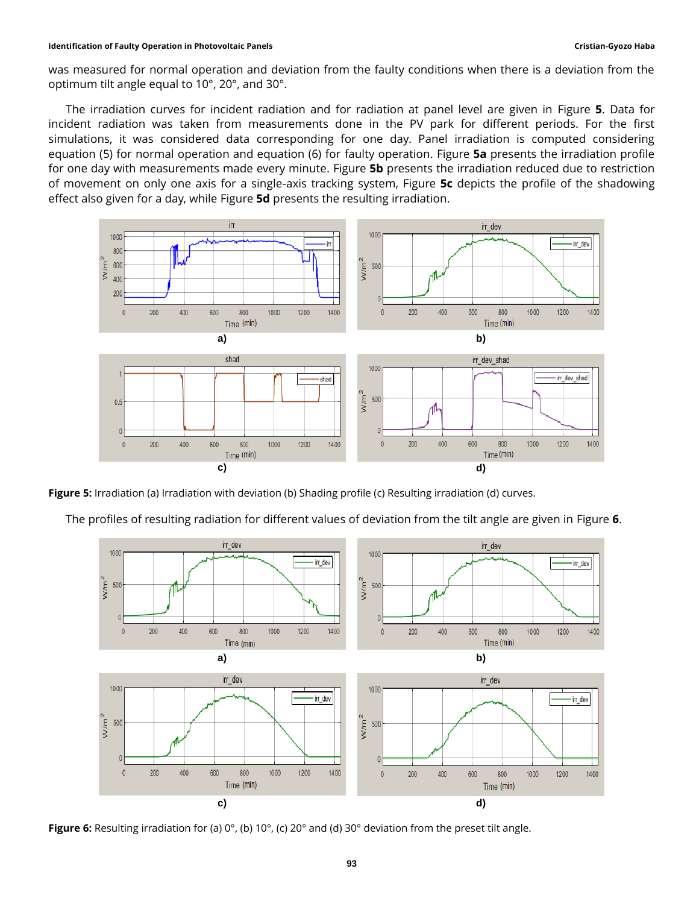was measured for normal operation and deviation from the faulty conditions when there is a deviation from the optimum tilt angle equal to 10°, 20°, and 30°.

The irradiation curves for incident radiation and for radiation at panel level are given in Figure **5**. Data for incident radiation was taken from measurements done in the PV park for different periods. For the first simulations, it was considered data corresponding for one day. Panel irradiation is computed considering equation (5) for normal operation and equation (6) for faulty operation. Figure **5a** presents the irradiation profile for one day with measurements made every minute. Figure **5b** presents the irradiation reduced due to restriction of movement on only one axis for a single-axis tracking system, Figure **5c** depicts the profile of the shadowing effect also given for a day, while Figure **5d** presents the resulting irradiation.

**Figure 5:** Irradiation (a) Irradiation with deviation (b) Shading profile (c) Resulting irradiation (d) curves.

The profiles of resulting radiation for different values of deviation from the tilt angle are given in Figure **6**.

**Figure 6:** Resulting irradiation for (a) 0°, (b) 10°, (c) 20° and (d) 30° deviation from the preset tilt angle.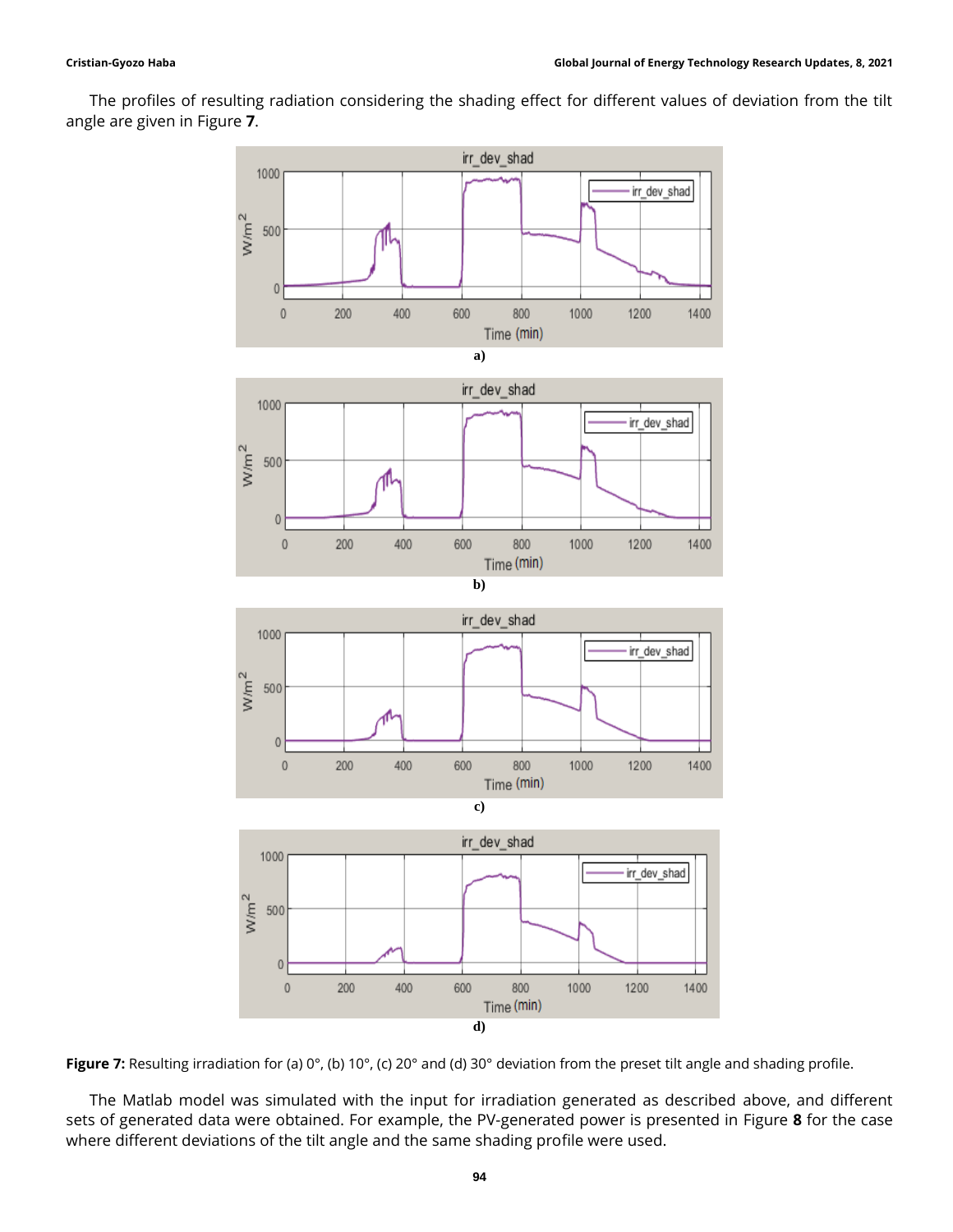The profiles of resulting radiation considering the shading effect for different values of deviation from the tilt angle are given in Figure **7**.

a)

b)

c)

d)

**Figure 7:** Resulting irradiation for (a) 0°, (b) 10°, (c) 20° and (d) 30° deviation from the preset tilt angle and shading profile.

The Matlab model was simulated with the input for irradiation generated as described above, and different sets of generated data were obtained. For example, the PV-generated power is presented in Figure **8** for the case where different deviations of the tilt angle and the same shading profile were used.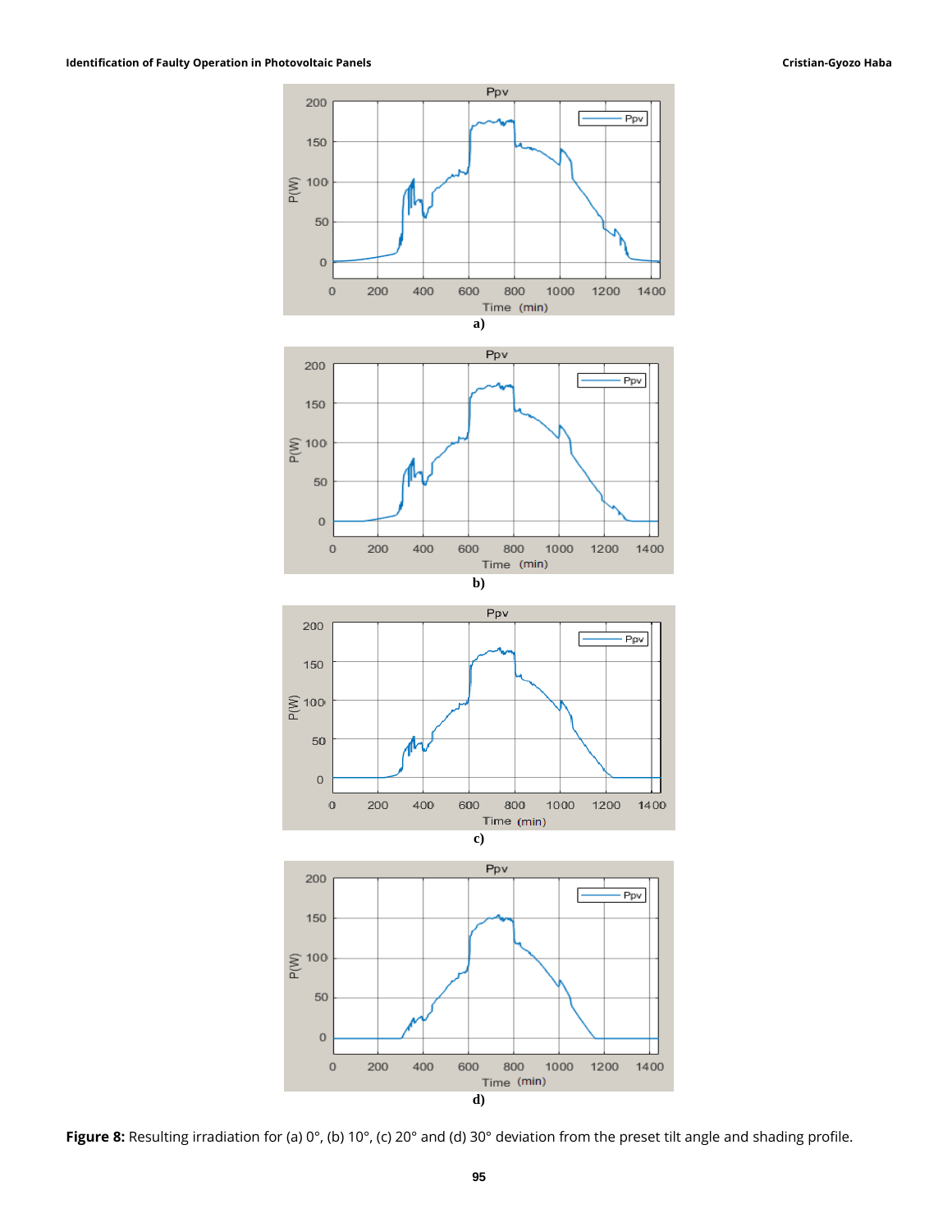a)

b)

c)

d)

**Figure 8:** Resulting irradiation for (a) 0°, (b) 10°, (c) 20° and (d) 30° deviation from the preset tilt angle and shading profile.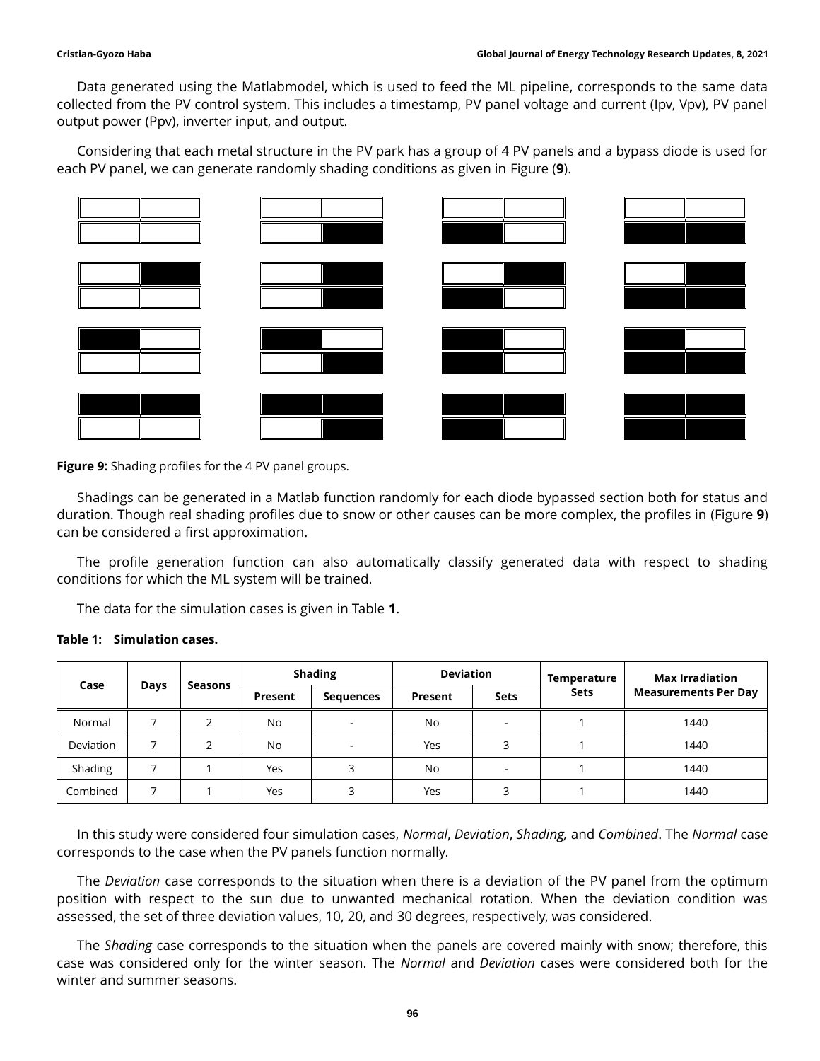Data generated using the Matlabmodel, which is used to feed the ML pipeline, corresponds to the same data collected from the PV control system. This includes a timestamp, PV panel voltage and current (Ipv, Vpv), PV panel output power (Ppv), inverter input, and output.

Considering that each metal structure in the PV park has a group of 4 PV panels and a bypass diode is used for each PV panel, we can generate randomly shading conditions as given in Figure (**9**).

**Figure 9:** Shading profiles for the 4 PV panel groups.

Shadings can be generated in a Matlab function randomly for each diode bypassed section both for status and duration. Though real shading profiles due to snow or other causes can be more complex, the profiles in (Figure **9**) can be considered a first approximation.

The profile generation function can also automatically classify generated data with respect to shading conditions for which the ML system will be trained.

The data for the simulation cases is given in Table **1**.

**Table 1: Simulation cases.**

| Case | Days | Seasons | Shading | | Deviation | | Temperature Sets | Max Irradiation Measurements Per Day |
|---|---|---|---|---|---|---|---|---|
| | | | Present | Sequences | Present | Sets | | |
| Normal | 7 | 2 | No | - | No | - | 1 | 1440 |
| Deviation | 7 | 2 | No | - | Yes | 3 | 1 | 1440 |
| Shading | 7 | 1 | Yes | 3 | No | - | 1 | 1440 |
| Combined | 7 | 1 | Yes | 3 | Yes | 3 | 1 | 1440 |

In this study were considered four simulation cases, *Normal*, *Deviation*, *Shading,* and *Combined*. The *Normal* case corresponds to the case when the PV panels function normally.

The *Deviation* case corresponds to the situation when there is a deviation of the PV panel from the optimum position with respect to the sun due to unwanted mechanical rotation. When the deviation condition was assessed, the set of three deviation values, 10, 20, and 30 degrees, respectively, was considered.

The *Shading* case corresponds to the situation when the panels are covered mainly with snow; therefore, this case was considered only for the winter season. The *Normal* and *Deviation* cases were considered both for the winter and summer seasons.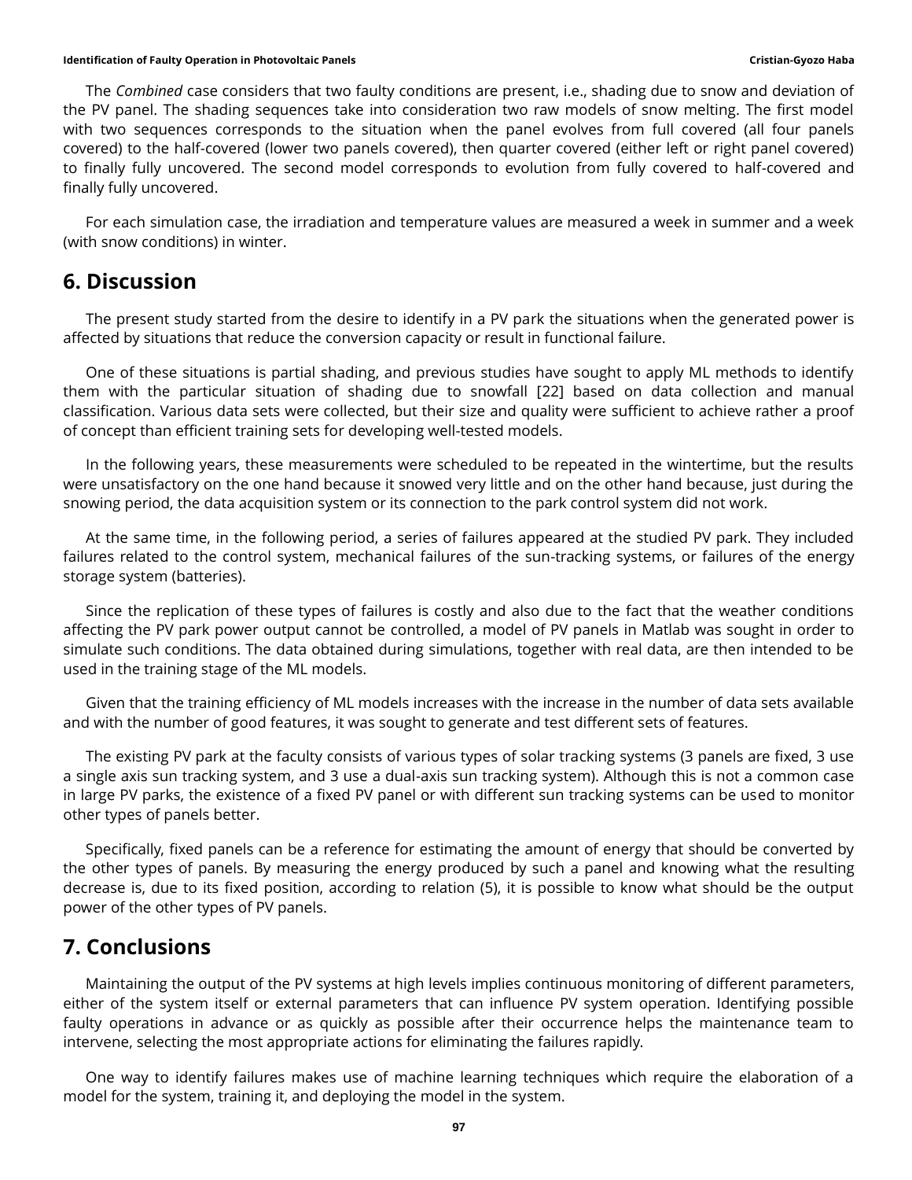The *Combined* case considers that two faulty conditions are present, i.e., shading due to snow and deviation of the PV panel. The shading sequences take into consideration two raw models of snow melting. The first model with two sequences corresponds to the situation when the panel evolves from full covered (all four panels covered) to the half-covered (lower two panels covered), then quarter covered (either left or right panel covered) to finally fully uncovered. The second model corresponds to evolution from fully covered to half-covered and finally fully uncovered.

For each simulation case, the irradiation and temperature values are measured a week in summer and a week (with snow conditions) in winter.

## 6. Discussion

The present study started from the desire to identify in a PV park the situations when the generated power is affected by situations that reduce the conversion capacity or result in functional failure.

One of these situations is partial shading, and previous studies have sought to apply ML methods to identify them with the particular situation of shading due to snowfall [22] based on data collection and manual classification. Various data sets were collected, but their size and quality were sufficient to achieve rather a proof of concept than efficient training sets for developing well-tested models.

In the following years, these measurements were scheduled to be repeated in the wintertime, but the results were unsatisfactory on the one hand because it snowed very little and on the other hand because, just during the snowing period, the data acquisition system or its connection to the park control system did not work.

At the same time, in the following period, a series of failures appeared at the studied PV park. They included failures related to the control system, mechanical failures of the sun-tracking systems, or failures of the energy storage system (batteries).

Since the replication of these types of failures is costly and also due to the fact that the weather conditions affecting the PV park power output cannot be controlled, a model of PV panels in Matlab was sought in order to simulate such conditions. The data obtained during simulations, together with real data, are then intended to be used in the training stage of the ML models.

Given that the training efficiency of ML models increases with the increase in the number of data sets available and with the number of good features, it was sought to generate and test different sets of features.

The existing PV park at the faculty consists of various types of solar tracking systems (3 panels are fixed, 3 use a single axis sun tracking system, and 3 use a dual-axis sun tracking system). Although this is not a common case in large PV parks, the existence of a fixed PV panel or with different sun tracking systems can be used to monitor other types of panels better.

Specifically, fixed panels can be a reference for estimating the amount of energy that should be converted by the other types of panels. By measuring the energy produced by such a panel and knowing what the resulting decrease is, due to its fixed position, according to relation (5), it is possible to know what should be the output power of the other types of PV panels.

## 7. Conclusions

Maintaining the output of the PV systems at high levels implies continuous monitoring of different parameters, either of the system itself or external parameters that can influence PV system operation. Identifying possible faulty operations in advance or as quickly as possible after their occurrence helps the maintenance team to intervene, selecting the most appropriate actions for eliminating the failures rapidly.

One way to identify failures makes use of machine learning techniques which require the elaboration of a model for the system, training it, and deploying the model in the system.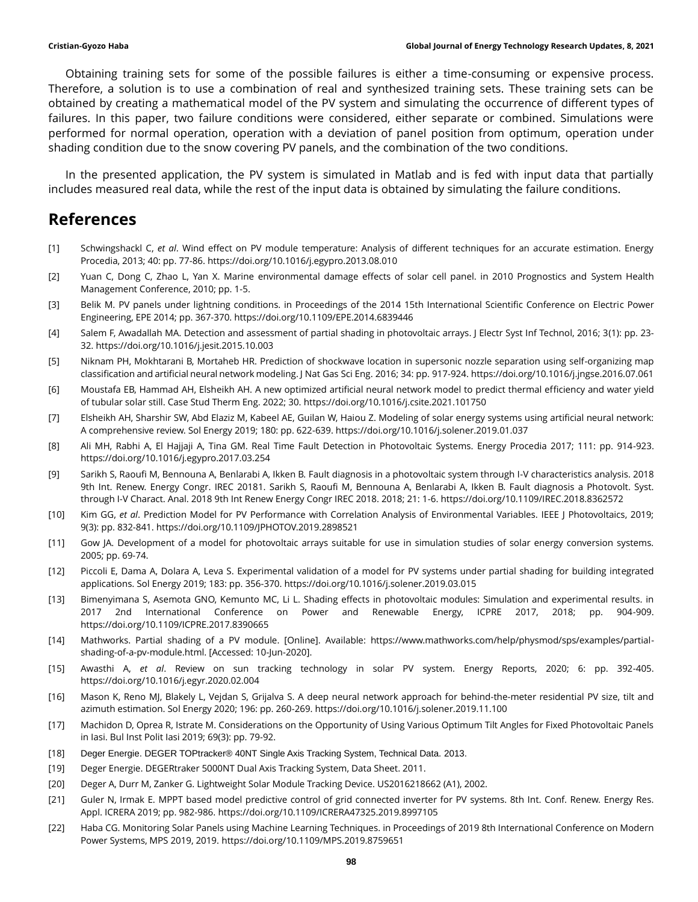Obtaining training sets for some of the possible failures is either a time-consuming or expensive process. Therefore, a solution is to use a combination of real and synthesized training sets. These training sets can be obtained by creating a mathematical model of the PV system and simulating the occurrence of different types of failures. In this paper, two failure conditions were considered, either separate or combined. Simulations were performed for normal operation, operation with a deviation of panel position from optimum, operation under shading condition due to the snow covering PV panels, and the combination of the two conditions.

In the presented application, the PV system is simulated in Matlab and is fed with input data that partially includes measured real data, while the rest of the input data is obtained by simulating the failure conditions.

## References

[1] Schwingshackl C, *et al*. Wind effect on PV module temperature: Analysis of different techniques for an accurate estimation. Energy Procedia, 2013; 40: pp. 77-86. https://doi.org/10.1016/j.egypro.2013.08.010

[2] Yuan C, Dong C, Zhao L, Yan X. Marine environmental damage effects of solar cell panel. in 2010 Prognostics and System Health Management Conference, 2010; pp. 1-5.

[3] Belik M. PV panels under lightning conditions. in Proceedings of the 2014 15th International Scientific Conference on Electric Power Engineering, EPE 2014; pp. 367-370. https://doi.org/10.1109/EPE.2014.6839446

[4] Salem F, Awadallah MA. Detection and assessment of partial shading in photovoltaic arrays. J Electr Syst Inf Technol, 2016; 3(1): pp. 23-32. https://doi.org/10.1016/j.jesit.2015.10.003

[5] Niknam PH, Mokhtarani B, Mortaheb HR. Prediction of shockwave location in supersonic nozzle separation using self-organizing map classification and artificial neural network modeling. J Nat Gas Sci Eng. 2016; 34: pp. 917-924. https://doi.org/10.1016/j.jngse.2016.07.061

[6] Moustafa EB, Hammad AH, Elsheikh AH. A new optimized artificial neural network model to predict thermal efficiency and water yield of tubular solar still. Case Stud Therm Eng. 2022; 30. https://doi.org/10.1016/j.csite.2021.101750

[7] Elsheikh AH, Sharshir SW, Abd Elaziz M, Kabeel AE, Guilan W, Haiou Z. Modeling of solar energy systems using artificial neural network: A comprehensive review. Sol Energy 2019; 180: pp. 622-639. https://doi.org/10.1016/j.solener.2019.01.037

[8] Ali MH, Rabhi A, El Hajjaji A, Tina GM. Real Time Fault Detection in Photovoltaic Systems. Energy Procedia 2017; 111: pp. 914-923. https://doi.org/10.1016/j.egypro.2017.03.254

[9] Sarikh S, Raoufi M, Bennouna A, Benlarabi A, Ikken B. Fault diagnosis in a photovoltaic system through I-V characteristics analysis. 2018 9th Int. Renew. Energy Congr. IREC 20181. Sarikh S, Raoufi M, Bennouna A, Benlarabi A, Ikken B. Fault diagnosis a Photovolt. Syst. through I-V Charact. Anal. 2018 9th Int Renew Energy Congr IREC 2018. 2018; 21: 1-6. https://doi.org/10.1109/IREC.2018.8362572

[10] Kim GG, *et al*. Prediction Model for PV Performance with Correlation Analysis of Environmental Variables. IEEE J Photovoltaics, 2019; 9(3): pp. 832-841. https://doi.org/10.1109/JPHOTOV.2019.2898521

[11] Gow JA. Development of a model for photovoltaic arrays suitable for use in simulation studies of solar energy conversion systems. 2005; pp. 69-74.

[12] Piccoli E, Dama A, Dolara A, Leva S. Experimental validation of a model for PV systems under partial shading for building integrated applications. Sol Energy 2019; 183: pp. 356-370. https://doi.org/10.1016/j.solener.2019.03.015

[13] Bimenyimana S, Asemota GNO, Kemunto MC, Li L. Shading effects in photovoltaic modules: Simulation and experimental results. in 2017 2nd International Conference on Power and Renewable Energy, ICPRE 2017, 2018; pp. 904-909. https://doi.org/10.1109/ICPRE.2017.8390665

[14] Mathworks. Partial shading of a PV module. [Online]. Available: https://www.mathworks.com/help/physmod/sps/examples/partial-shading-of-a-pv-module.html. [Accessed: 10-Jun-2020].

[15] Awasthi A, *et al*. Review on sun tracking technology in solar PV system. Energy Reports, 2020; 6: pp. 392-405. https://doi.org/10.1016/j.egyr.2020.02.004

[16] Mason K, Reno MJ, Blakely L, Vejdan S, Grijalva S. A deep neural network approach for behind-the-meter residential PV size, tilt and azimuth estimation. Sol Energy 2020; 196: pp. 260-269. https://doi.org/10.1016/j.solener.2019.11.100

[17] Machidon D, Oprea R, Istrate M. Considerations on the Opportunity of Using Various Optimum Tilt Angles for Fixed Photovoltaic Panels in Iasi. Bul Inst Polit Iasi 2019; 69(3): pp. 79-92.

[18] Deger Energie. DEGER TOPtracker® 40NT Single Axis Tracking System, Technical Data. 2013.

[19] Deger Energie. DEGERtraker 5000NT Dual Axis Tracking System, Data Sheet. 2011.

[20] Deger A, Durr M, Zanker G. Lightweight Solar Module Tracking Device. US2016218662 (A1), 2002.

[21] Guler N, Irmak E. MPPT based model predictive control of grid connected inverter for PV systems. 8th Int. Conf. Renew. Energy Res. Appl. ICRERA 2019; pp. 982-986. https://doi.org/10.1109/ICRERA47325.2019.8997105

[22] Haba CG. Monitoring Solar Panels using Machine Learning Techniques. in Proceedings of 2019 8th International Conference on Modern Power Systems, MPS 2019, 2019. https://doi.org/10.1109/MPS.2019.8759651